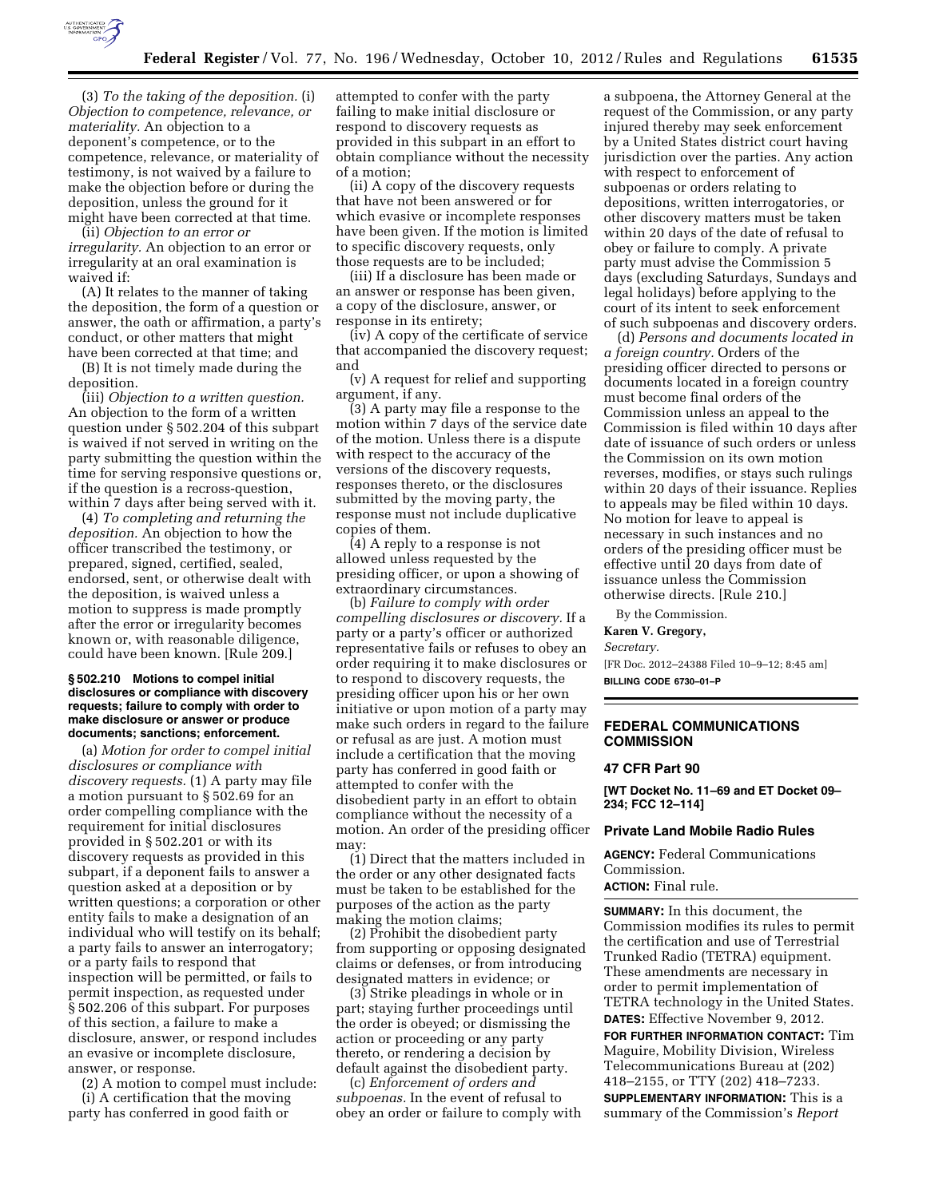(3) *To the taking of the deposition.* (i) *Objection to competence, relevance, or materiality.* An objection to a deponent's competence, or to the competence, relevance, or materiality of testimony, is not waived by a failure to make the objection before or during the deposition, unless the ground for it might have been corrected at that time.

(ii) *Objection to an error or irregularity.* An objection to an error or irregularity at an oral examination is waived if:

(A) It relates to the manner of taking the deposition, the form of a question or answer, the oath or affirmation, a party's conduct, or other matters that might have been corrected at that time; and

(B) It is not timely made during the deposition.

(iii) *Objection to a written question.* An objection to the form of a written question under § 502.204 of this subpart is waived if not served in writing on the party submitting the question within the time for serving responsive questions or, if the question is a recross-question, within 7 days after being served with it.

(4) *To completing and returning the deposition.* An objection to how the officer transcribed the testimony, or prepared, signed, certified, sealed, endorsed, sent, or otherwise dealt with the deposition, is waived unless a motion to suppress is made promptly after the error or irregularity becomes known or, with reasonable diligence, could have been known. [Rule 209.]

#### § 502.210 Motions to compel initial disclosures or compliance with discovery requests; failure to comply with order to make disclosure or answer or produce documents; sanctions; enforcement.

(a) *Motion for order to compel initial disclosures or compliance with discovery requests.* (1) A party may file a motion pursuant to § 502.69 for an order compelling compliance with the requirement for initial disclosures provided in § 502.201 or with its discovery requests as provided in this subpart, if a deponent fails to answer a question asked at a deposition or by written questions; a corporation or other entity fails to make a designation of an individual who will testify on its behalf; a party fails to answer an interrogatory; or a party fails to respond that inspection will be permitted, or fails to permit inspection, as requested under § 502.206 of this subpart. For purposes of this section, a failure to make a disclosure, answer, or respond includes an evasive or incomplete disclosure, answer, or response.

(2) A motion to compel must include:

(i) A certification that the moving party has conferred in good faith or attempted to confer with the party failing to make initial disclosure or respond to discovery requests as provided in this subpart in an effort to obtain compliance without the necessity of a motion;

(ii) A copy of the discovery requests that have not been answered or for which evasive or incomplete responses have been given. If the motion is limited to specific discovery requests, only those requests are to be included;

(iii) If a disclosure has been made or an answer or response has been given, a copy of the disclosure, answer, or response in its entirety;

(iv) A copy of the certificate of service that accompanied the discovery request; and

(v) A request for relief and supporting argument, if any.

(3) A party may file a response to the motion within 7 days of the service date of the motion. Unless there is a dispute with respect to the accuracy of the versions of the discovery requests, responses thereto, or the disclosures submitted by the moving party, the response must not include duplicative copies of them.

(4) A reply to a response is not allowed unless requested by the presiding officer, or upon a showing of extraordinary circumstances.

(b) *Failure to comply with order compelling disclosures or discovery.* If a party or a party's officer or authorized representative fails or refuses to obey an order requiring it to make disclosures or to respond to discovery requests, the presiding officer upon his or her own initiative or upon motion of a party may make such orders in regard to the failure or refusal as are just. A motion must include a certification that the moving party has conferred in good faith or attempted to confer with the disobedient party in an effort to obtain compliance without the necessity of a motion. An order of the presiding officer may:

(1) Direct that the matters included in the order or any other designated facts must be taken to be established for the purposes of the action as the party making the motion claims;

(2) Prohibit the disobedient party from supporting or opposing designated claims or defenses, or from introducing designated matters in evidence; or

(3) Strike pleadings in whole or in part; staying further proceedings until the order is obeyed; or dismissing the action or proceeding or any party thereto, or rendering a decision by default against the disobedient party.

(c) *Enforcement of orders and subpoenas.* In the event of refusal to obey an order or failure to comply with a subpoena, the Attorney General at the request of the Commission, or any party injured thereby may seek enforcement by a United States district court having jurisdiction over the parties. Any action with respect to enforcement of subpoenas or orders relating to depositions, written interrogatories, or other discovery matters must be taken within 20 days of the date of refusal to obey or failure to comply. A private party must advise the Commission 5 days (excluding Saturdays, Sundays and legal holidays) before applying to the court of its intent to seek enforcement of such subpoenas and discovery orders.

(d) *Persons and documents located in a foreign country.* Orders of the presiding officer directed to persons or documents located in a foreign country must become final orders of the Commission unless an appeal to the Commission is filed within 10 days after date of issuance of such orders or unless the Commission on its own motion reverses, modifies, or stays such rulings within 20 days of their issuance. Replies to appeals may be filed within 10 days. No motion for leave to appeal is necessary in such instances and no orders of the presiding officer must be effective until 20 days from date of issuance unless the Commission otherwise directs. [Rule 210.]

By the Commission.

**Karen V. Gregory,**

*Secretary.*

[FR Doc. 2012–24388 Filed 10–9–12; 8:45 am]

**BILLING CODE 6730–01–P**

---

## FEDERAL COMMUNICATIONS COMMISSION

### 47 CFR Part 90

**[WT Docket No. 11–69 and ET Docket 09–234; FCC 12–114]**

### Private Land Mobile Radio Rules

**AGENCY:** Federal Communications Commission.

**ACTION:** Final rule.

**SUMMARY:** In this document, the Commission modifies its rules to permit the certification and use of Terrestrial Trunked Radio (TETRA) equipment. These amendments are necessary in order to permit implementation of TETRA technology in the United States.

**DATES:** Effective November 9, 2012.

**FOR FURTHER INFORMATION CONTACT:** Tim Maguire, Mobility Division, Wireless Telecommunications Bureau at (202) 418–2155, or TTY (202) 418–7233.

**SUPPLEMENTARY INFORMATION:** This is a summary of the Commission's *Report*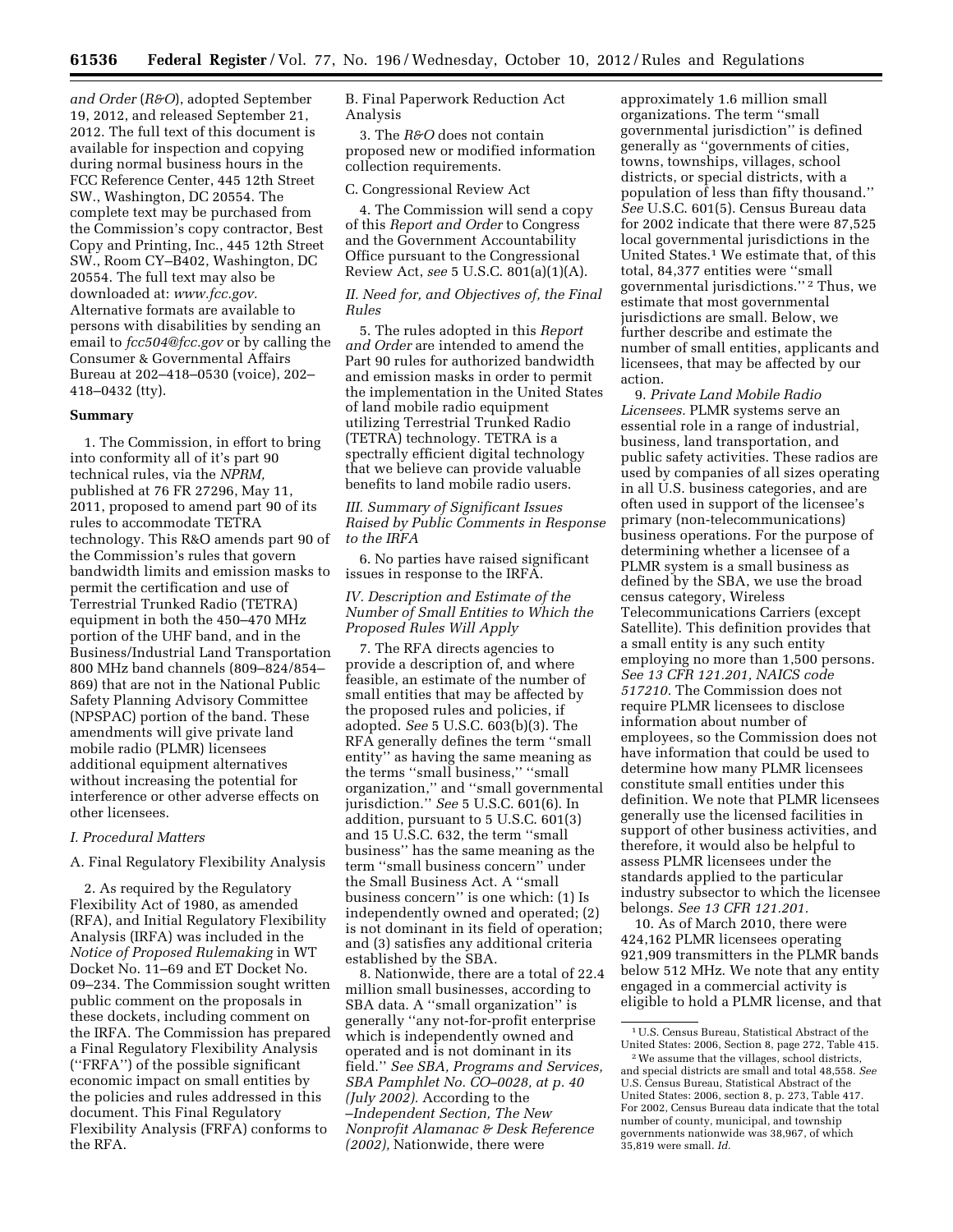*and Order* (*R&O*), adopted September 19, 2012, and released September 21, 2012. The full text of this document is available for inspection and copying during normal business hours in the FCC Reference Center, 445 12th Street SW., Washington, DC 20554. The complete text may be purchased from the Commission's copy contractor, Best Copy and Printing, Inc., 445 12th Street SW., Room CY–B402, Washington, DC 20554. The full text may also be downloaded at: *www.fcc.gov.* Alternative formats are available to persons with disabilities by sending an email to *fcc504@fcc.gov* or by calling the Consumer & Governmental Affairs Bureau at 202–418–0530 (voice), 202–418–0432 (tty).

**Summary**

1. The Commission, in effort to bring into conformity all of it's part 90 technical rules, via the *NPRM,* published at 76 FR 27296, May 11, 2011, proposed to amend part 90 of its rules to accommodate TETRA technology. This R&O amends part 90 of the Commission's rules that govern bandwidth limits and emission masks to permit the certification and use of Terrestrial Trunked Radio (TETRA) equipment in both the 450–470 MHz portion of the UHF band, and in the Business/Industrial Land Transportation 800 MHz band channels (809–824/854–869) that are not in the National Public Safety Planning Advisory Committee (NPSPAC) portion of the band. These amendments will give private land mobile radio (PLMR) licensees additional equipment alternatives without increasing the potential for interference or other adverse effects on other licensees.

*I. Procedural Matters*

A. Final Regulatory Flexibility Analysis

2. As required by the Regulatory Flexibility Act of 1980, as amended (RFA), and Initial Regulatory Flexibility Analysis (IRFA) was included in the *Notice of Proposed Rulemaking* in WT Docket No. 11–69 and ET Docket No. 09–234. The Commission sought written public comment on the proposals in these dockets, including comment on the IRFA. The Commission has prepared a Final Regulatory Flexibility Analysis (''FRFA'') of the possible significant economic impact on small entities by the policies and rules addressed in this document. This Final Regulatory Flexibility Analysis (FRFA) conforms to the RFA.

B. Final Paperwork Reduction Act Analysis

3. The *R&O* does not contain proposed new or modified information collection requirements.

C. Congressional Review Act

4. The Commission will send a copy of this *Report and Order* to Congress and the Government Accountability Office pursuant to the Congressional Review Act, *see* 5 U.S.C. 801(a)(1)(A).

*II. Need for, and Objectives of, the Final Rules*

5. The rules adopted in this *Report and Order* are intended to amend the Part 90 rules for authorized bandwidth and emission masks in order to permit the implementation in the United States of land mobile radio equipment utilizing Terrestrial Trunked Radio (TETRA) technology. TETRA is a spectrally efficient digital technology that we believe can provide valuable benefits to land mobile radio users.

*III. Summary of Significant Issues Raised by Public Comments in Response to the IRFA*

6. No parties have raised significant issues in response to the IRFA.

*IV. Description and Estimate of the Number of Small Entities to Which the Proposed Rules Will Apply*

7. The RFA directs agencies to provide a description of, and where feasible, an estimate of the number of small entities that may be affected by the proposed rules and policies, if adopted. *See* 5 U.S.C. 603(b)(3). The RFA generally defines the term ''small entity'' as having the same meaning as the terms ''small business,'' ''small organization,'' and ''small governmental jurisdiction.'' *See* 5 U.S.C. 601(6). In addition, pursuant to 5 U.S.C. 601(3) and 15 U.S.C. 632, the term ''small business'' has the same meaning as the term ''small business concern'' under the Small Business Act. A ''small business concern'' is one which: (1) Is independently owned and operated; (2) is not dominant in its field of operation; and (3) satisfies any additional criteria established by the SBA.

8. Nationwide, there are a total of 22.4 million small businesses, according to SBA data. A ''small organization'' is generally ''any not-for-profit enterprise which is independently owned and operated and is not dominant in its field.'' *See SBA, Programs and Services, SBA Pamphlet No. CO–0028, at p. 40 (July 2002).* According to the *–Independent Section, The New Nonprofit Alamanac & Desk Reference (2002),* Nationwide, there were approximately 1.6 million small organizations. The term ''small governmental jurisdiction'' is defined generally as ''governments of cities, towns, townships, villages, school districts, or special districts, with a population of less than fifty thousand.'' *See* U.S.C. 601(5). Census Bureau data for 2002 indicate that there were 87,525 local governmental jurisdictions in the United States.[1] We estimate that, of this total, 84,377 entities were ''small governmental jurisdictions.''[2] Thus, we estimate that most governmental jurisdictions are small. Below, we further describe and estimate the number of small entities, applicants and licensees, that may be affected by our action.

9. *Private Land Mobile Radio Licensees.* PLMR systems serve an essential role in a range of industrial, business, land transportation, and public safety activities. These radios are used by companies of all sizes operating in all U.S. business categories, and are often used in support of the licensee's primary (non-telecommunications) business operations. For the purpose of determining whether a licensee of a PLMR system is a small business as defined by the SBA, we use the broad census category, Wireless Telecommunications Carriers (except Satellite). This definition provides that a small entity is any such entity employing no more than 1,500 persons. *See 13 CFR 121.201, NAICS code 517210.* The Commission does not require PLMR licensees to disclose information about number of employees, so the Commission does not have information that could be used to determine how many PLMR licensees constitute small entities under this definition. We note that PLMR licensees generally use the licensed facilities in support of other business activities, and therefore, it would also be helpful to assess PLMR licensees under the standards applied to the particular industry subsector to which the licensee belongs. *See 13 CFR 121.201.*

10. As of March 2010, there were 424,162 PLMR licensees operating 921,909 transmitters in the PLMR bands below 512 MHz. We note that any entity engaged in a commercial activity is eligible to hold a PLMR license, and that

[1] U.S. Census Bureau, Statistical Abstract of the United States: 2006, Section 8, page 272, Table 415.

[2] We assume that the villages, school districts, and special districts are small and total 48,558. *See* U.S. Census Bureau, Statistical Abstract of the United States: 2006, section 8, p. 273, Table 417. For 2002, Census Bureau data indicate that the total number of county, municipal, and township governments nationwide was 38,967, of which 35,819 were small. *Id.*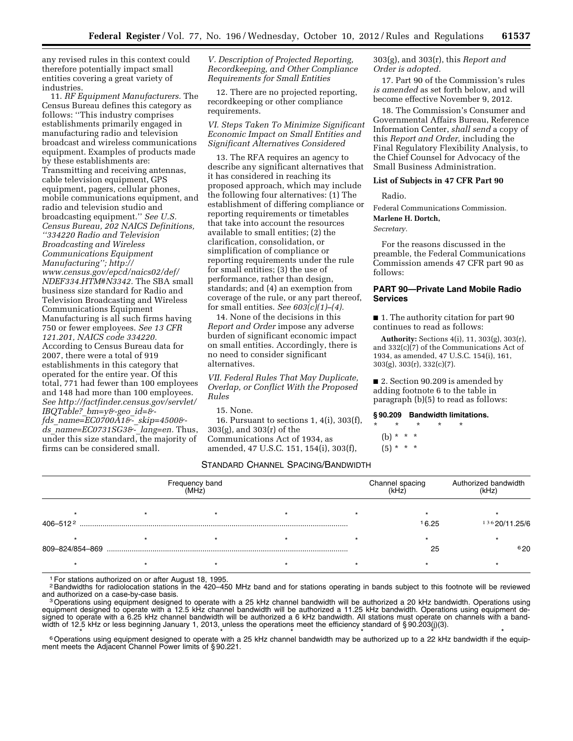any revised rules in this context could therefore potentially impact small entities covering a great variety of industries.

11. *RF Equipment Manufacturers.* The Census Bureau defines this category as follows: "This industry comprises establishments primarily engaged in manufacturing radio and television broadcast and wireless communications equipment. Examples of products made by these establishments are: Transmitting and receiving antennas, cable television equipment, GPS equipment, pagers, cellular phones, mobile communications equipment, and radio and television studio and broadcasting equipment." *See U.S. Census Bureau, 202 NAICS Definitions, "334220 Radio and Television Broadcasting and Wireless Communications Equipment Manufacturing"; http://www.census.gov/epcd/naics02/def/NDEF334.HTM#N3342.* The SBA small business size standard for Radio and Television Broadcasting and Wireless Communications Equipment Manufacturing is all such firms having 750 or fewer employees. *See 13 CFR 121.201, NAICS code 334220.* According to Census Bureau data for 2007, there were a total of 919 establishments in this category that operated for the entire year. Of this total, 771 had fewer than 100 employees and 148 had more than 100 employees. *See http://factfinder.census.gov/servlet/IBQTable?_bm=y&-geo_id=&-fds_name=EC0700A1&-_skip=4500&-ds_name=EC0731SG3&-_lang=en.* Thus, under this size standard, the majority of firms can be considered small.

*V. Description of Projected Reporting, Recordkeeping, and Other Compliance Requirements for Small Entities*

12. There are no projected reporting, recordkeeping or other compliance requirements.

*VI. Steps Taken To Minimize Significant Economic Impact on Small Entities and Significant Alternatives Considered*

13. The RFA requires an agency to describe any significant alternatives that it has considered in reaching its proposed approach, which may include the following four alternatives: (1) The establishment of differing compliance or reporting requirements or timetables that take into account the resources available to small entities; (2) the clarification, consolidation, or simplification of compliance or reporting requirements under the rule for small entities; (3) the use of performance, rather than design, standards; and (4) an exemption from coverage of the rule, or any part thereof, for small entities. *See 603(c)(1)–(4).*

14. None of the decisions in this *Report and Order* impose any adverse burden of significant economic impact on small entities. Accordingly, there is no need to consider significant alternatives.

*VII. Federal Rules That May Duplicate, Overlap, or Conflict With the Proposed Rules*

15. None.

16. Pursuant to sections 1, 4(i), 303(f), 303(g), and 303(r) of the Communications Act of 1934, as amended, 47 U.S.C. 151, 154(i), 303(f), 303(g), and 303(r), this *Report and Order is adopted.*

17. Part 90 of the Commission's rules *is amended* as set forth below, and will become effective November 9, 2012.

18. The Commission's Consumer and Governmental Affairs Bureau, Reference Information Center, *shall send* a copy of this *Report and Order,* including the Final Regulatory Flexibility Analysis, to the Chief Counsel for Advocacy of the Small Business Administration.

**List of Subjects in 47 CFR Part 90**

Radio.

Federal Communications Commission.

**Marlene H. Dortch,**

*Secretary.*

For the reasons discussed in the preamble, the Federal Communications Commission amends 47 CFR part 90 as follows:

## PART 90—Private Land Mobile Radio Services

■ 1. The authority citation for part 90 continues to read as follows:

**Authority:** Sections 4(i), 11, 303(g), 303(r), and 332(c)(7) of the Communications Act of 1934, as amended, 47 U.S.C. 154(i), 161, 303(g), 303(r), 332(c)(7).

■ 2. Section 90.209 is amended by adding footnote 6 to the table in paragraph (b)(5) to read as follows:

**§ 90.209 Bandwidth limitations.**

\* \* \* \* \*

(b) \* \* \*

(5) \* \* \*

STANDARD CHANNEL SPACING/BANDWIDTH

| Frequency band (MHz) | Channel spacing (kHz) | Authorized bandwidth (kHz) |
|---|---|---|
| \* \* \* \* \* | \* | \* |
| 406–512 [2] | [1] 6.25 | [1 3 6] 20/11.25/6 |
| \* \* \* \* \* | \* | \* |
| 809–824/854–869 | 25 | [6] 20 |
| \* \* \* \* \* | \* | \* |

[1] For stations authorized on or after August 18, 1995.

[2] Bandwidths for radiolocation stations in the 420–450 MHz band and for stations operating in bands subject to this footnote will be reviewed and authorized on a case-by-case basis.

[3] Operations using equipment designed to operate with a 25 kHz channel bandwidth will be authorized a 20 kHz bandwidth. Operations using equipment designed to operate with a 12.5 kHz channel bandwidth will be authorized a 11.25 kHz bandwidth. Operations using equipment designed to operate with a 6.25 kHz channel bandwidth will be authorized a 6 kHz bandwidth. All stations must operate on channels with a bandwidth of 12.5 kHz or less beginning January 1, 2013, unless the operations meet the efficiency standard of § 90.203(j)(3).

\* \* \* \* \* \* \*

[6] Operations using equipment designed to operate with a 25 kHz channel bandwidth may be authorized up to a 22 kHz bandwidth if the equipment meets the Adjacent Channel Power limits of § 90.221.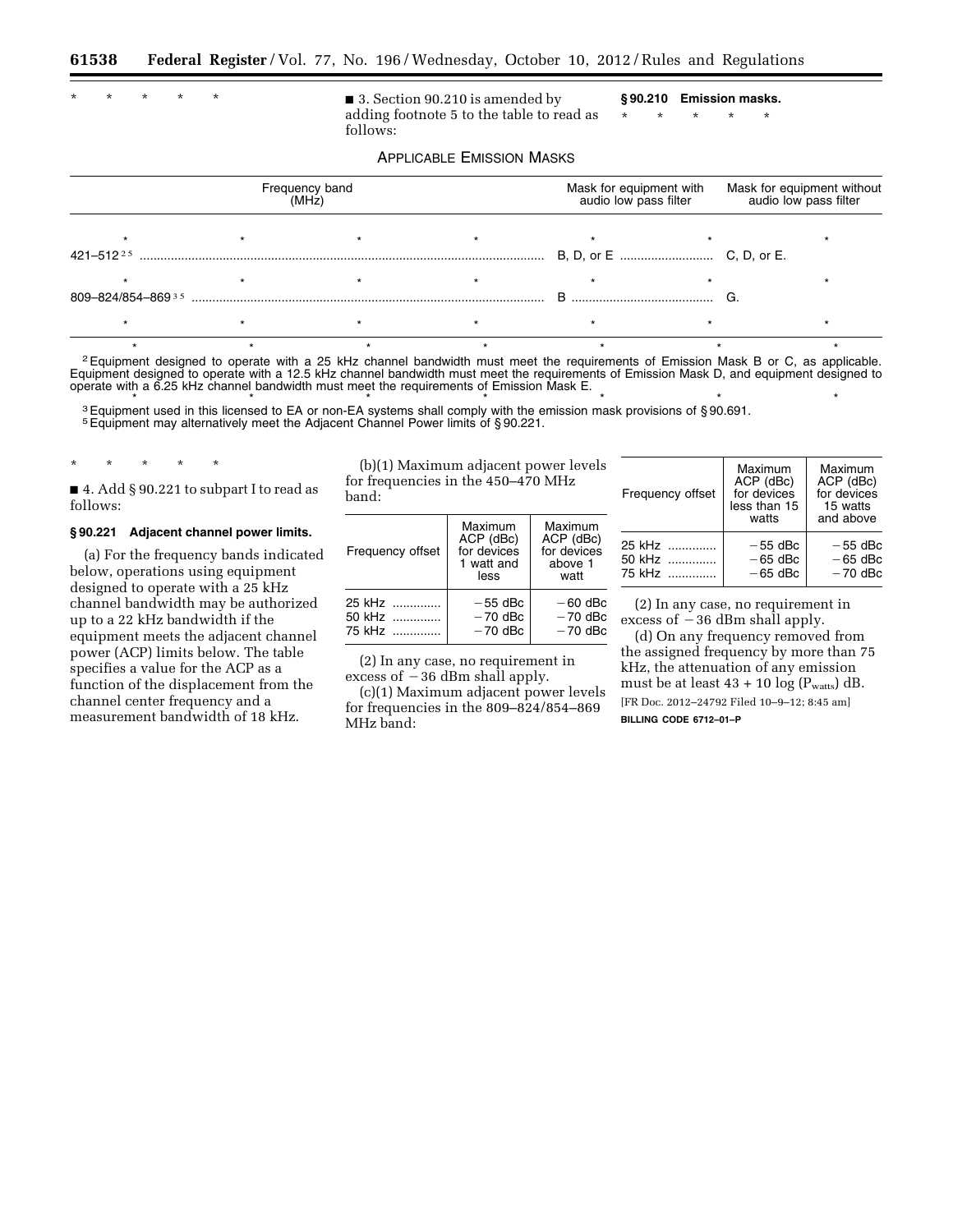\* \* \* \* \*

■ 3. Section 90.210 is amended by adding footnote 5 to the table to read as follows:

**§ 90.210 Emission masks.**

\* \* \* \* \*

APPLICABLE EMISSION MASKS

| Frequency band (MHz) | Mask for equipment with audio low pass filter | Mask for equipment without audio low pass filter |
|---|---|---|
| \* \* \* \* | \* | \* \* |
| 421–512 [2 5] | B, D, or E | C, D, or E. |
| \* \* \* \* | \* | \* \* |
| 809–824/854–869 [3 5] | B | G. |
| \* \* \* \* | \* | \* \* |
| \* \* \* \* | \* | \* \* |

[2] Equipment designed to operate with a 25 kHz channel bandwidth must meet the requirements of Emission Mask B or C, as applicable. Equipment designed to operate with a 12.5 kHz channel bandwidth must meet the requirements of Emission Mask D, and equipment designed to operate with a 6.25 kHz channel bandwidth must meet the requirements of Emission Mask E.

\* \* \* \* \* \* \*

[3] Equipment used in this licensed to EA or non-EA systems shall comply with the emission mask provisions of § 90.691.

[5] Equipment may alternatively meet the Adjacent Channel Power limits of § 90.221.

\* \* \* \* \*

■ 4. Add § 90.221 to subpart I to read as follows:

**§ 90.221 Adjacent channel power limits.**

(a) For the frequency bands indicated below, operations using equipment designed to operate with a 25 kHz channel bandwidth may be authorized up to a 22 kHz bandwidth if the equipment meets the adjacent channel power (ACP) limits below. The table specifies a value for the ACP as a function of the displacement from the channel center frequency and a measurement bandwidth of 18 kHz.

(b)(1) Maximum adjacent power levels for frequencies in the 450–470 MHz band:

| Frequency offset | Maximum ACP (dBc) for devices 1 watt and less | Maximum ACP (dBc) for devices above 1 watt |
|---|---|---|
| 25 kHz | −55 dBc | −60 dBc |
| 50 kHz | −70 dBc | −70 dBc |
| 75 kHz | −70 dBc | −70 dBc |

(2) In any case, no requirement in excess of −36 dBm shall apply.

(c)(1) Maximum adjacent power levels for frequencies in the 809–824/854–869 MHz band:

| Frequency offset | Maximum ACP (dBc) for devices less than 15 watts | Maximum ACP (dBc) for devices 15 watts and above |
|---|---|---|
| 25 kHz | −55 dBc | −55 dBc |
| 50 kHz | −65 dBc | −65 dBc |
| 75 kHz | −65 dBc | −70 dBc |

(2) In any case, no requirement in excess of −36 dBm shall apply.

(d) On any frequency removed from the assigned frequency by more than 75 kHz, the attenuation of any emission must be at least $43 + 10 \log (P_{watts})$ dB.

[FR Doc. 2012–24792 Filed 10–9–12; 8:45 am]

**BILLING CODE 6712–01–P**